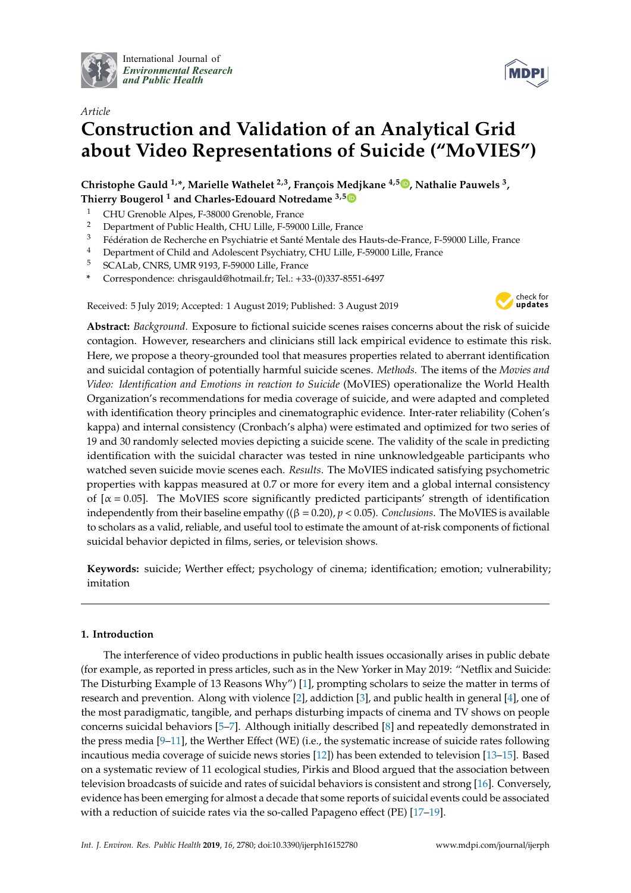International Journal of *Environmental Research and Public Health*

*Article*

# Construction and Validation of an Analytical Grid about Video Representations of Suicide ("MoVIES")

**Christophe Gauld [1,*], Marielle Wathelet [2,3], François Medjkane [4,5], Nathalie Pauwels [3], Thierry Bougerol [1] and Charles-Edouard Notredame [3,5]**

1. CHU Grenoble Alpes, F-38000 Grenoble, France
2. Department of Public Health, CHU Lille, F-59000 Lille, France
3. Fédération de Recherche en Psychiatrie et Santé Mentale des Hauts-de-France, F-59000 Lille, France
4. Department of Child and Adolescent Psychiatry, CHU Lille, F-59000 Lille, France
5. SCALab, CNRS, UMR 9193, F-59000 Lille, France

\* Correspondence: chrisgauld@hotmail.fr; Tel.: +33-(0)337-8551-6497

Received: 5 July 2019; Accepted: 1 August 2019; Published: 3 August 2019

**Abstract:** *Background.* Exposure to fictional suicide scenes raises concerns about the risk of suicide contagion. However, researchers and clinicians still lack empirical evidence to estimate this risk. Here, we propose a theory-grounded tool that measures properties related to aberrant identification and suicidal contagion of potentially harmful suicide scenes. *Methods.* The items of the *Movies and Video: Identification and Emotions in reaction to Suicide* (MoVIES) operationalize the World Health Organization's recommendations for media coverage of suicide, and were adapted and completed with identification theory principles and cinematographic evidence. Inter-rater reliability (Cohen's kappa) and internal consistency (Cronbach's alpha) were estimated and optimized for two series of 19 and 30 randomly selected movies depicting a suicide scene. The validity of the scale in predicting identification with the suicidal character was tested in nine unknowledgeable participants who watched seven suicide movie scenes each. *Results.* The MoVIES indicated satisfying psychometric properties with kappas measured at 0.7 or more for every item and a global internal consistency of [$\alpha = 0.05$]. The MoVIES score significantly predicted participants' strength of identification independently from their baseline empathy (($\beta = 0.20$), $p < 0.05$). *Conclusions.* The MoVIES is available to scholars as a valid, reliable, and useful tool to estimate the amount of at-risk components of fictional suicidal behavior depicted in films, series, or television shows.

**Keywords:** suicide; Werther effect; psychology of cinema; identification; emotion; vulnerability; imitation

## 1. Introduction

The interference of video productions in public health issues occasionally arises in public debate (for example, as reported in press articles, such as in the New Yorker in May 2019: "Netflix and Suicide: The Disturbing Example of 13 Reasons Why") [1], prompting scholars to seize the matter in terms of research and prevention. Along with violence [2], addiction [3], and public health in general [4], one of the most paradigmatic, tangible, and perhaps disturbing impacts of cinema and TV shows on people concerns suicidal behaviors [5–7]. Although initially described [8] and repeatedly demonstrated in the press media [9–11], the Werther Effect (WE) (i.e., the systematic increase of suicide rates following incautious media coverage of suicide news stories [12]) has been extended to television [13–15]. Based on a systematic review of 11 ecological studies, Pirkis and Blood argued that the association between television broadcasts of suicide and rates of suicidal behaviors is consistent and strong [16]. Conversely, evidence has been emerging for almost a decade that some reports of suicidal events could be associated with a reduction of suicide rates via the so-called Papageno effect (PE) [17–19].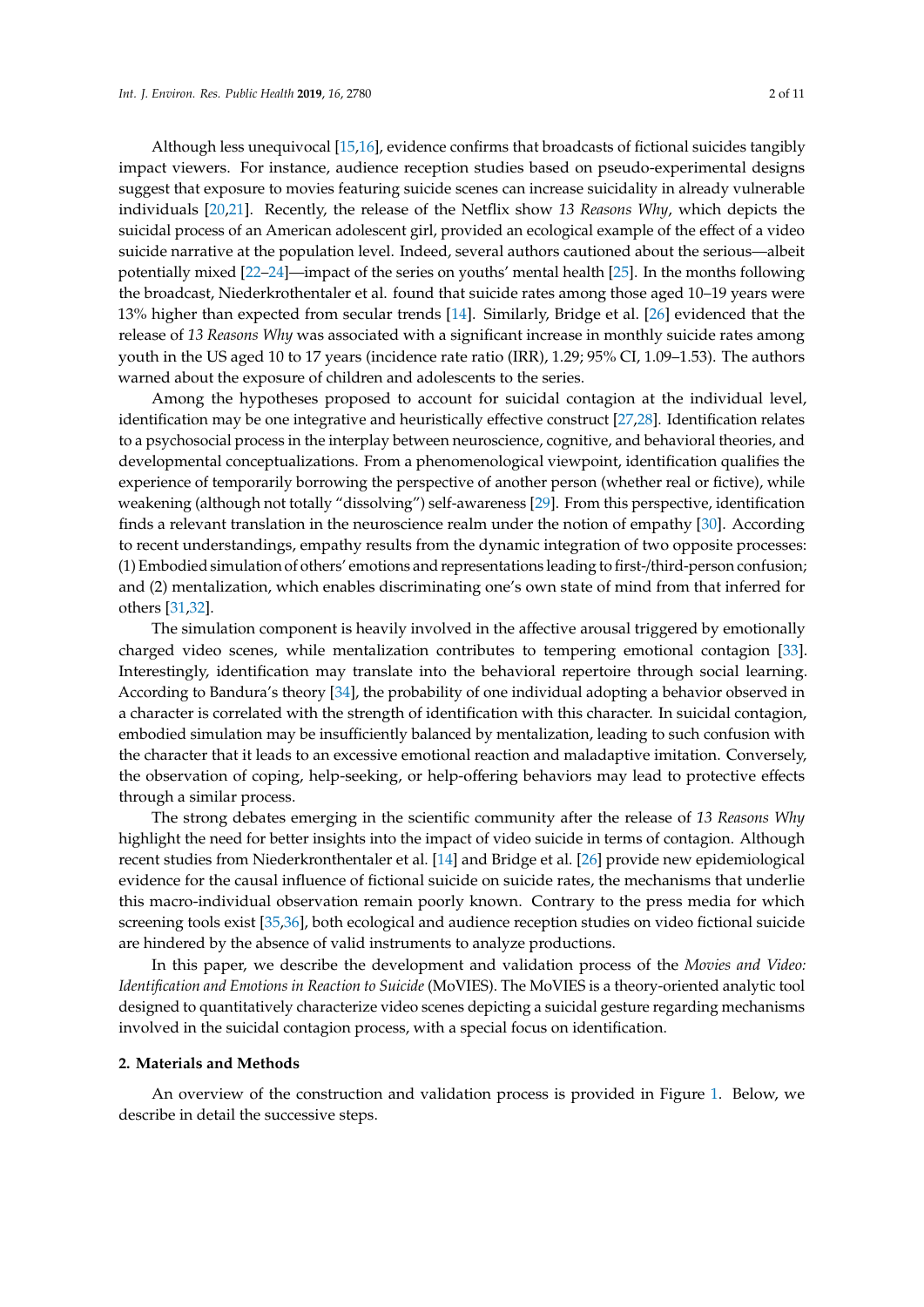Although less unequivocal [15,16], evidence confirms that broadcasts of fictional suicides tangibly impact viewers. For instance, audience reception studies based on pseudo-experimental designs suggest that exposure to movies featuring suicide scenes can increase suicidality in already vulnerable individuals [20,21]. Recently, the release of the Netflix show *13 Reasons Why*, which depicts the suicidal process of an American adolescent girl, provided an ecological example of the effect of a video suicide narrative at the population level. Indeed, several authors cautioned about the serious—albeit potentially mixed [22–24]—impact of the series on youths' mental health [25]. In the months following the broadcast, Niederkrothentaler et al. found that suicide rates among those aged 10–19 years were 13% higher than expected from secular trends [14]. Similarly, Bridge et al. [26] evidenced that the release of *13 Reasons Why* was associated with a significant increase in monthly suicide rates among youth in the US aged 10 to 17 years (incidence rate ratio (IRR), 1.29; 95% CI, 1.09–1.53). The authors warned about the exposure of children and adolescents to the series.

Among the hypotheses proposed to account for suicidal contagion at the individual level, identification may be one integrative and heuristically effective construct [27,28]. Identification relates to a psychosocial process in the interplay between neuroscience, cognitive, and behavioral theories, and developmental conceptualizations. From a phenomenological viewpoint, identification qualifies the experience of temporarily borrowing the perspective of another person (whether real or fictive), while weakening (although not totally "dissolving") self-awareness [29]. From this perspective, identification finds a relevant translation in the neuroscience realm under the notion of empathy [30]. According to recent understandings, empathy results from the dynamic integration of two opposite processes: (1) Embodied simulation of others' emotions and representations leading to first-/third-person confusion; and (2) mentalization, which enables discriminating one's own state of mind from that inferred for others [31,32].

The simulation component is heavily involved in the affective arousal triggered by emotionally charged video scenes, while mentalization contributes to tempering emotional contagion [33]. Interestingly, identification may translate into the behavioral repertoire through social learning. According to Bandura's theory [34], the probability of one individual adopting a behavior observed in a character is correlated with the strength of identification with this character. In suicidal contagion, embodied simulation may be insufficiently balanced by mentalization, leading to such confusion with the character that it leads to an excessive emotional reaction and maladaptive imitation. Conversely, the observation of coping, help-seeking, or help-offering behaviors may lead to protective effects through a similar process.

The strong debates emerging in the scientific community after the release of *13 Reasons Why* highlight the need for better insights into the impact of video suicide in terms of contagion. Although recent studies from Niederkronthentaler et al. [14] and Bridge et al. [26] provide new epidemiological evidence for the causal influence of fictional suicide on suicide rates, the mechanisms that underlie this macro-individual observation remain poorly known. Contrary to the press media for which screening tools exist [35,36], both ecological and audience reception studies on video fictional suicide are hindered by the absence of valid instruments to analyze productions.

In this paper, we describe the development and validation process of the *Movies and Video: Identification and Emotions in Reaction to Suicide* (MoVIES). The MoVIES is a theory-oriented analytic tool designed to quantitatively characterize video scenes depicting a suicidal gesture regarding mechanisms involved in the suicidal contagion process, with a special focus on identification.

## 2. Materials and Methods

An overview of the construction and validation process is provided in Figure 1. Below, we describe in detail the successive steps.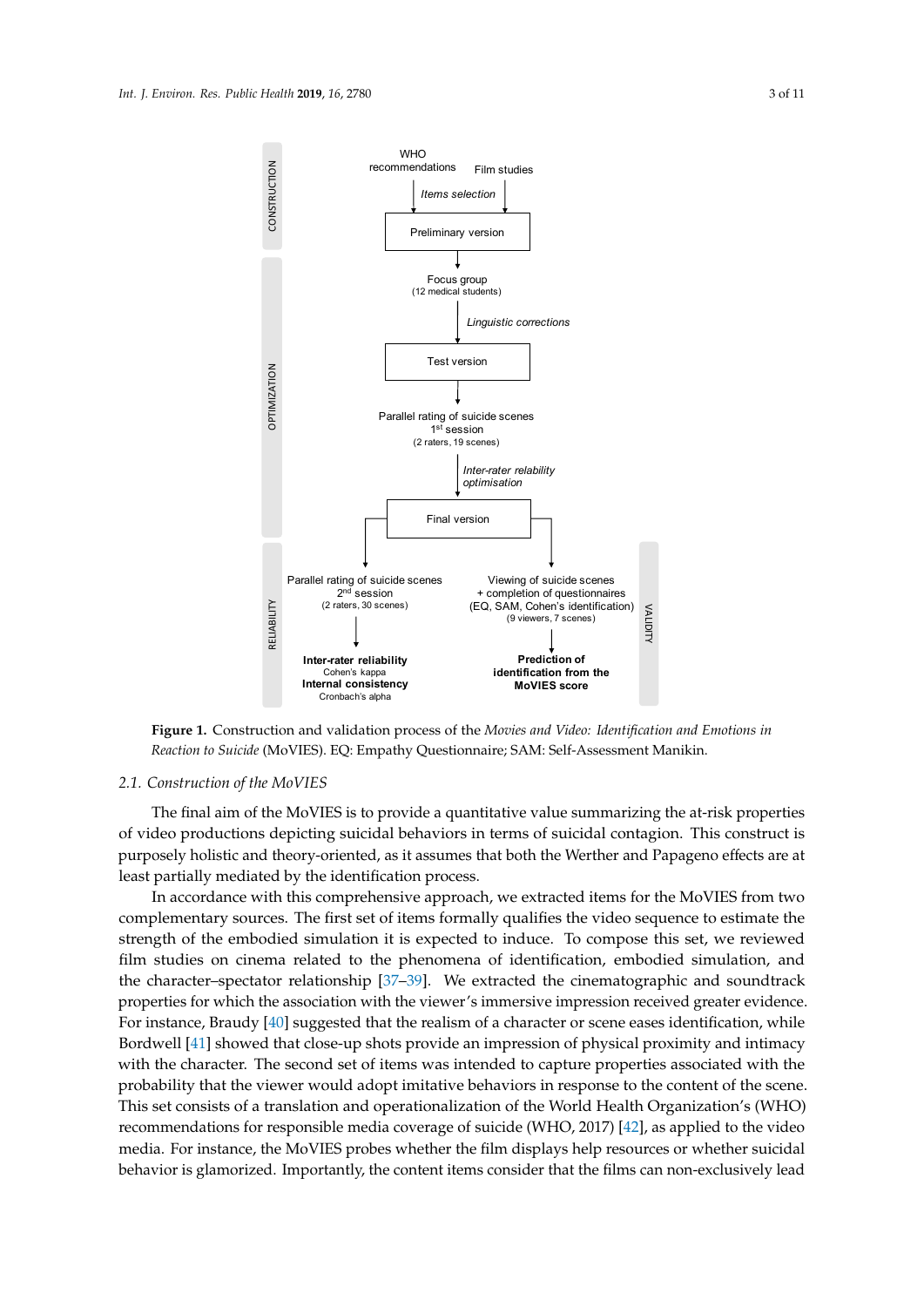**Figure 1.** Construction and validation process of the *Movies and Video: Identification and Emotions in Reaction to Suicide* (MoVIES). EQ: Empathy Questionnaire; SAM: Self-Assessment Manikin.

### 2.1. Construction of the MoVIES

The final aim of the MoVIES is to provide a quantitative value summarizing the at-risk properties of video productions depicting suicidal behaviors in terms of suicidal contagion. This construct is purposely holistic and theory-oriented, as it assumes that both the Werther and Papageno effects are at least partially mediated by the identification process.

In accordance with this comprehensive approach, we extracted items for the MoVIES from two complementary sources. The first set of items formally qualifies the video sequence to estimate the strength of the embodied simulation it is expected to induce. To compose this set, we reviewed film studies on cinema related to the phenomena of identification, embodied simulation, and the character–spectator relationship [37–39]. We extracted the cinematographic and soundtrack properties for which the association with the viewer's immersive impression received greater evidence. For instance, Braudy [40] suggested that the realism of a character or scene eases identification, while Bordwell [41] showed that close-up shots provide an impression of physical proximity and intimacy with the character. The second set of items was intended to capture properties associated with the probability that the viewer would adopt imitative behaviors in response to the content of the scene. This set consists of a translation and operationalization of the World Health Organization's (WHO) recommendations for responsible media coverage of suicide (WHO, 2017) [42], as applied to the video media. For instance, the MoVIES probes whether the film displays help resources or whether suicidal behavior is glamorized. Importantly, the content items consider that the films can non-exclusively lead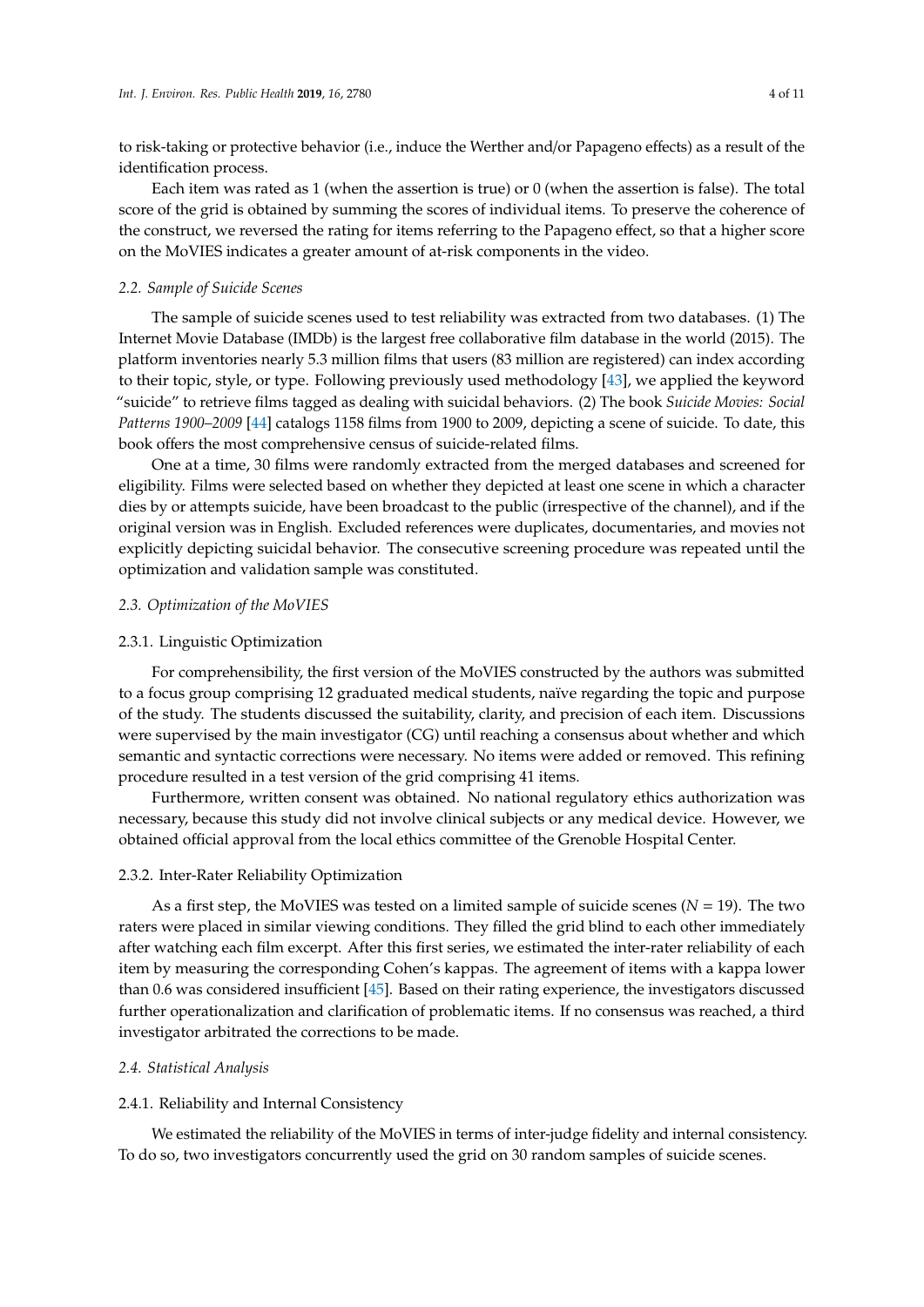to risk-taking or protective behavior (i.e., induce the Werther and/or Papageno effects) as a result of the identification process.

Each item was rated as 1 (when the assertion is true) or 0 (when the assertion is false). The total score of the grid is obtained by summing the scores of individual items. To preserve the coherence of the construct, we reversed the rating for items referring to the Papageno effect, so that a higher score on the MoVIES indicates a greater amount of at-risk components in the video.

### *2.2. Sample of Suicide Scenes*

The sample of suicide scenes used to test reliability was extracted from two databases. (1) The Internet Movie Database (IMDb) is the largest free collaborative film database in the world (2015). The platform inventories nearly 5.3 million films that users (83 million are registered) can index according to their topic, style, or type. Following previously used methodology [43], we applied the keyword "suicide" to retrieve films tagged as dealing with suicidal behaviors. (2) The book *Suicide Movies: Social Patterns 1900–2009* [44] catalogs 1158 films from 1900 to 2009, depicting a scene of suicide. To date, this book offers the most comprehensive census of suicide-related films.

One at a time, 30 films were randomly extracted from the merged databases and screened for eligibility. Films were selected based on whether they depicted at least one scene in which a character dies by or attempts suicide, have been broadcast to the public (irrespective of the channel), and if the original version was in English. Excluded references were duplicates, documentaries, and movies not explicitly depicting suicidal behavior. The consecutive screening procedure was repeated until the optimization and validation sample was constituted.

### *2.3. Optimization of the MoVIES*

#### 2.3.1. Linguistic Optimization

For comprehensibility, the first version of the MoVIES constructed by the authors was submitted to a focus group comprising 12 graduated medical students, naïve regarding the topic and purpose of the study. The students discussed the suitability, clarity, and precision of each item. Discussions were supervised by the main investigator (CG) until reaching a consensus about whether and which semantic and syntactic corrections were necessary. No items were added or removed. This refining procedure resulted in a test version of the grid comprising 41 items.

Furthermore, written consent was obtained. No national regulatory ethics authorization was necessary, because this study did not involve clinical subjects or any medical device. However, we obtained official approval from the local ethics committee of the Grenoble Hospital Center.

#### 2.3.2. Inter-Rater Reliability Optimization

As a first step, the MoVIES was tested on a limited sample of suicide scenes ($N = 19$). The two raters were placed in similar viewing conditions. They filled the grid blind to each other immediately after watching each film excerpt. After this first series, we estimated the inter-rater reliability of each item by measuring the corresponding Cohen's kappas. The agreement of items with a kappa lower than 0.6 was considered insufficient [45]. Based on their rating experience, the investigators discussed further operationalization and clarification of problematic items. If no consensus was reached, a third investigator arbitrated the corrections to be made.

### *2.4. Statistical Analysis*

#### 2.4.1. Reliability and Internal Consistency

We estimated the reliability of the MoVIES in terms of inter-judge fidelity and internal consistency. To do so, two investigators concurrently used the grid on 30 random samples of suicide scenes.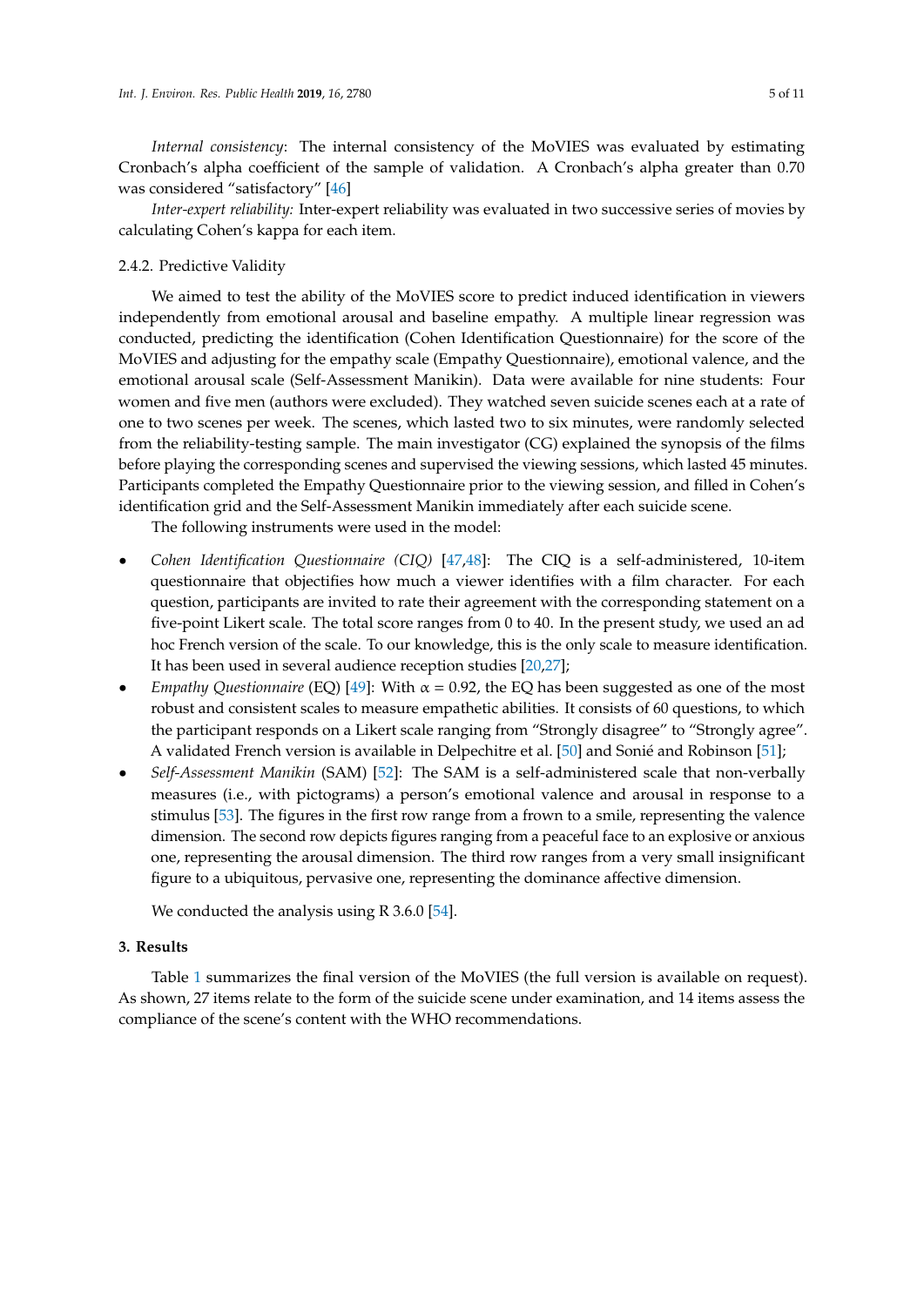*Internal consistency*: The internal consistency of the MoVIES was evaluated by estimating Cronbach's alpha coefficient of the sample of validation. A Cronbach's alpha greater than 0.70 was considered "satisfactory" [46]

*Inter-expert reliability:* Inter-expert reliability was evaluated in two successive series of movies by calculating Cohen's kappa for each item.

#### 2.4.2. Predictive Validity

We aimed to test the ability of the MoVIES score to predict induced identification in viewers independently from emotional arousal and baseline empathy. A multiple linear regression was conducted, predicting the identification (Cohen Identification Questionnaire) for the score of the MoVIES and adjusting for the empathy scale (Empathy Questionnaire), emotional valence, and the emotional arousal scale (Self-Assessment Manikin). Data were available for nine students: Four women and five men (authors were excluded). They watched seven suicide scenes each at a rate of one to two scenes per week. The scenes, which lasted two to six minutes, were randomly selected from the reliability-testing sample. The main investigator (CG) explained the synopsis of the films before playing the corresponding scenes and supervised the viewing sessions, which lasted 45 minutes. Participants completed the Empathy Questionnaire prior to the viewing session, and filled in Cohen's identification grid and the Self-Assessment Manikin immediately after each suicide scene.

The following instruments were used in the model:

- *Cohen Identification Questionnaire (CIQ)* [47,48]: The CIQ is a self-administered, 10-item questionnaire that objectifies how much a viewer identifies with a film character. For each question, participants are invited to rate their agreement with the corresponding statement on a five-point Likert scale. The total score ranges from 0 to 40. In the present study, we used an ad hoc French version of the scale. To our knowledge, this is the only scale to measure identification. It has been used in several audience reception studies [20,27];
- *Empathy Questionnaire* (EQ) [49]: With $\alpha = 0.92$, the EQ has been suggested as one of the most robust and consistent scales to measure empathetic abilities. It consists of 60 questions, to which the participant responds on a Likert scale ranging from "Strongly disagree" to "Strongly agree". A validated French version is available in Delpechitre et al. [50] and Sonié and Robinson [51];
- *Self-Assessment Manikin* (SAM) [52]: The SAM is a self-administered scale that non-verbally measures (i.e., with pictograms) a person's emotional valence and arousal in response to a stimulus [53]. The figures in the first row range from a frown to a smile, representing the valence dimension. The second row depicts figures ranging from a peaceful face to an explosive or anxious one, representing the arousal dimension. The third row ranges from a very small insignificant figure to a ubiquitous, pervasive one, representing the dominance affective dimension.

We conducted the analysis using R 3.6.0 [54].

## 3. Results

Table 1 summarizes the final version of the MoVIES (the full version is available on request). As shown, 27 items relate to the form of the suicide scene under examination, and 14 items assess the compliance of the scene's content with the WHO recommendations.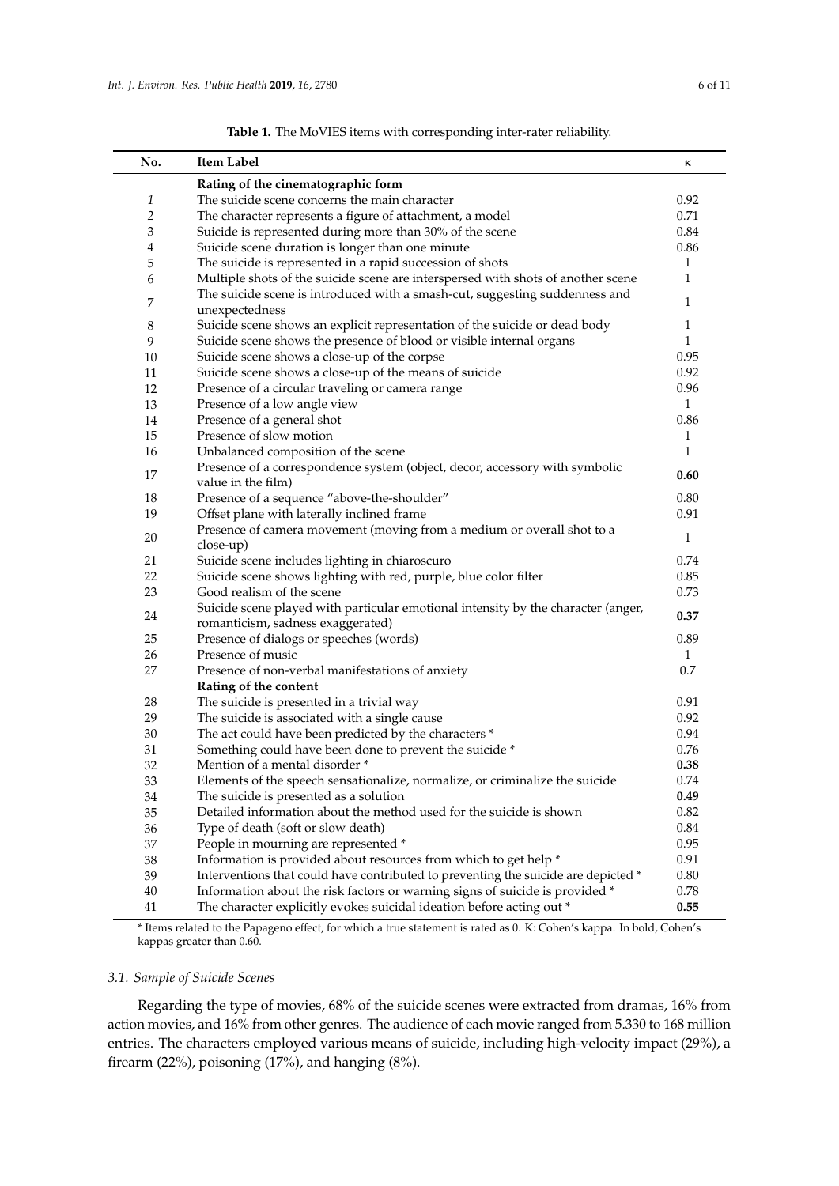**Table 1.** The MoVIES items with corresponding inter-rater reliability.

| No. | Item Label | κ |
|---|---|---|
| | **Rating of the cinematographic form** | |
| *1* | The suicide scene concerns the main character | 0.92 |
| 2 | The character represents a figure of attachment, a model | 0.71 |
| 3 | Suicide is represented during more than 30% of the scene | 0.84 |
| 4 | Suicide scene duration is longer than one minute | 0.86 |
| 5 | The suicide is represented in a rapid succession of shots | 1 |
| 6 | Multiple shots of the suicide scene are interspersed with shots of another scene | 1 |
| 7 | The suicide scene is introduced with a smash-cut, suggesting suddenness and unexpectedness | 1 |
| 8 | Suicide scene shows an explicit representation of the suicide or dead body | 1 |
| 9 | Suicide scene shows the presence of blood or visible internal organs | 1 |
| 10 | Suicide scene shows a close-up of the corpse | 0.95 |
| 11 | Suicide scene shows a close-up of the means of suicide | 0.92 |
| 12 | Presence of a circular traveling or camera range | 0.96 |
| 13 | Presence of a low angle view | 1 |
| 14 | Presence of a general shot | 0.86 |
| 15 | Presence of slow motion | 1 |
| 16 | Unbalanced composition of the scene | 1 |
| 17 | Presence of a correspondence system (object, decor, accessory with symbolic value in the film) | **0.60** |
| 18 | Presence of a sequence "above-the-shoulder" | 0.80 |
| 19 | Offset plane with laterally inclined frame | 0.91 |
| 20 | Presence of camera movement (moving from a medium or overall shot to a close-up) | 1 |
| 21 | Suicide scene includes lighting in chiaroscuro | 0.74 |
| 22 | Suicide scene shows lighting with red, purple, blue color filter | 0.85 |
| 23 | Good realism of the scene | 0.73 |
| 24 | Suicide scene played with particular emotional intensity by the character (anger, romanticism, sadness exaggerated) | **0.37** |
| 25 | Presence of dialogs or speeches (words) | 0.89 |
| 26 | Presence of music | 1 |
| 27 | Presence of non-verbal manifestations of anxiety | 0.7 |
| | **Rating of the content** | |
| 28 | The suicide is presented in a trivial way | 0.91 |
| 29 | The suicide is associated with a single cause | 0.92 |
| 30 | The act could have been predicted by the characters * | 0.94 |
| 31 | Something could have been done to prevent the suicide * | 0.76 |
| 32 | Mention of a mental disorder * | **0.38** |
| 33 | Elements of the speech sensationalize, normalize, or criminalize the suicide | 0.74 |
| 34 | The suicide is presented as a solution | **0.49** |
| 35 | Detailed information about the method used for the suicide is shown | 0.82 |
| 36 | Type of death (soft or slow death) | 0.84 |
| 37 | People in mourning are represented * | 0.95 |
| 38 | Information is provided about resources from which to get help * | 0.91 |
| 39 | Interventions that could have contributed to preventing the suicide are depicted * | 0.80 |
| 40 | Information about the risk factors or warning signs of suicide is provided * | 0.78 |
| 41 | The character explicitly evokes suicidal ideation before acting out * | **0.55** |

\* Items related to the Papageno effect, for which a true statement is rated as 0. K: Cohen's kappa. In bold, Cohen's kappas greater than 0.60.

### *3.1. Sample of Suicide Scenes*

Regarding the type of movies, 68% of the suicide scenes were extracted from dramas, 16% from action movies, and 16% from other genres. The audience of each movie ranged from 5.330 to 168 million entries. The characters employed various means of suicide, including high-velocity impact (29%), a firearm (22%), poisoning (17%), and hanging (8%).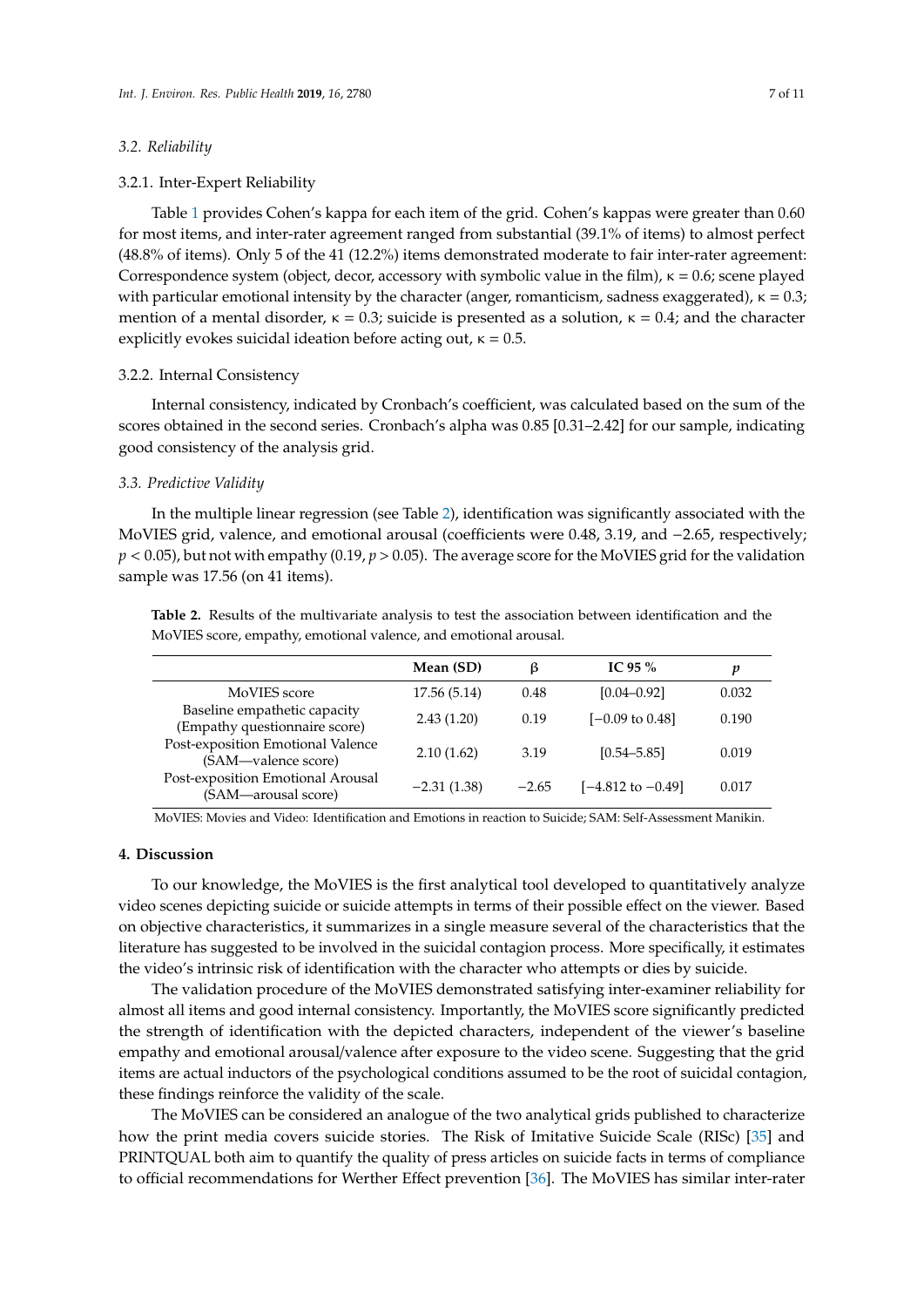### 3.2. Reliability

#### 3.2.1. Inter-Expert Reliability

Table 1 provides Cohen's kappa for each item of the grid. Cohen's kappas were greater than 0.60 for most items, and inter-rater agreement ranged from substantial (39.1% of items) to almost perfect (48.8% of items). Only 5 of the 41 (12.2%) items demonstrated moderate to fair inter-rater agreement: Correspondence system (object, decor, accessory with symbolic value in the film), $\kappa = 0.6$; scene played with particular emotional intensity by the character (anger, romanticism, sadness exaggerated), $\kappa = 0.3$; mention of a mental disorder, $\kappa = 0.3$; suicide is presented as a solution, $\kappa = 0.4$; and the character explicitly evokes suicidal ideation before acting out, $\kappa = 0.5$.

#### 3.2.2. Internal Consistency

Internal consistency, indicated by Cronbach's coefficient, was calculated based on the sum of the scores obtained in the second series. Cronbach's alpha was 0.85 [0.31–2.42] for our sample, indicating good consistency of the analysis grid.

### 3.3. Predictive Validity

In the multiple linear regression (see Table 2), identification was significantly associated with the MoVIES grid, valence, and emotional arousal (coefficients were 0.48, 3.19, and −2.65, respectively; $p < 0.05$), but not with empathy (0.19, $p > 0.05$). The average score for the MoVIES grid for the validation sample was 17.56 (on 41 items).

**Table 2.** Results of the multivariate analysis to test the association between identification and the MoVIES score, empathy, emotional valence, and emotional arousal.

| | Mean (SD) | β | IC 95 % | $p$ |
|---|---|---|---|---|
| MoVIES score | 17.56 (5.14) | 0.48 | [0.04–0.92] | 0.032 |
| Baseline empathetic capacity (Empathy questionnaire score) | 2.43 (1.20) | 0.19 | [−0.09 to 0.48] | 0.190 |
| Post-exposition Emotional Valence (SAM—valence score) | 2.10 (1.62) | 3.19 | [0.54–5.85] | 0.019 |
| Post-exposition Emotional Arousal (SAM—arousal score) | −2.31 (1.38) | −2.65 | [−4.812 to −0.49] | 0.017 |

MoVIES: Movies and Video: Identification and Emotions in reaction to Suicide; SAM: Self-Assessment Manikin.

## 4. Discussion

To our knowledge, the MoVIES is the first analytical tool developed to quantitatively analyze video scenes depicting suicide or suicide attempts in terms of their possible effect on the viewer. Based on objective characteristics, it summarizes in a single measure several of the characteristics that the literature has suggested to be involved in the suicidal contagion process. More specifically, it estimates the video's intrinsic risk of identification with the character who attempts or dies by suicide.

The validation procedure of the MoVIES demonstrated satisfying inter-examiner reliability for almost all items and good internal consistency. Importantly, the MoVIES score significantly predicted the strength of identification with the depicted characters, independent of the viewer's baseline empathy and emotional arousal/valence after exposure to the video scene. Suggesting that the grid items are actual inductors of the psychological conditions assumed to be the root of suicidal contagion, these findings reinforce the validity of the scale.

The MoVIES can be considered an analogue of the two analytical grids published to characterize how the print media covers suicide stories. The Risk of Imitative Suicide Scale (RISc) [35] and PRINTQUAL both aim to quantify the quality of press articles on suicide facts in terms of compliance to official recommendations for Werther Effect prevention [36]. The MoVIES has similar inter-rater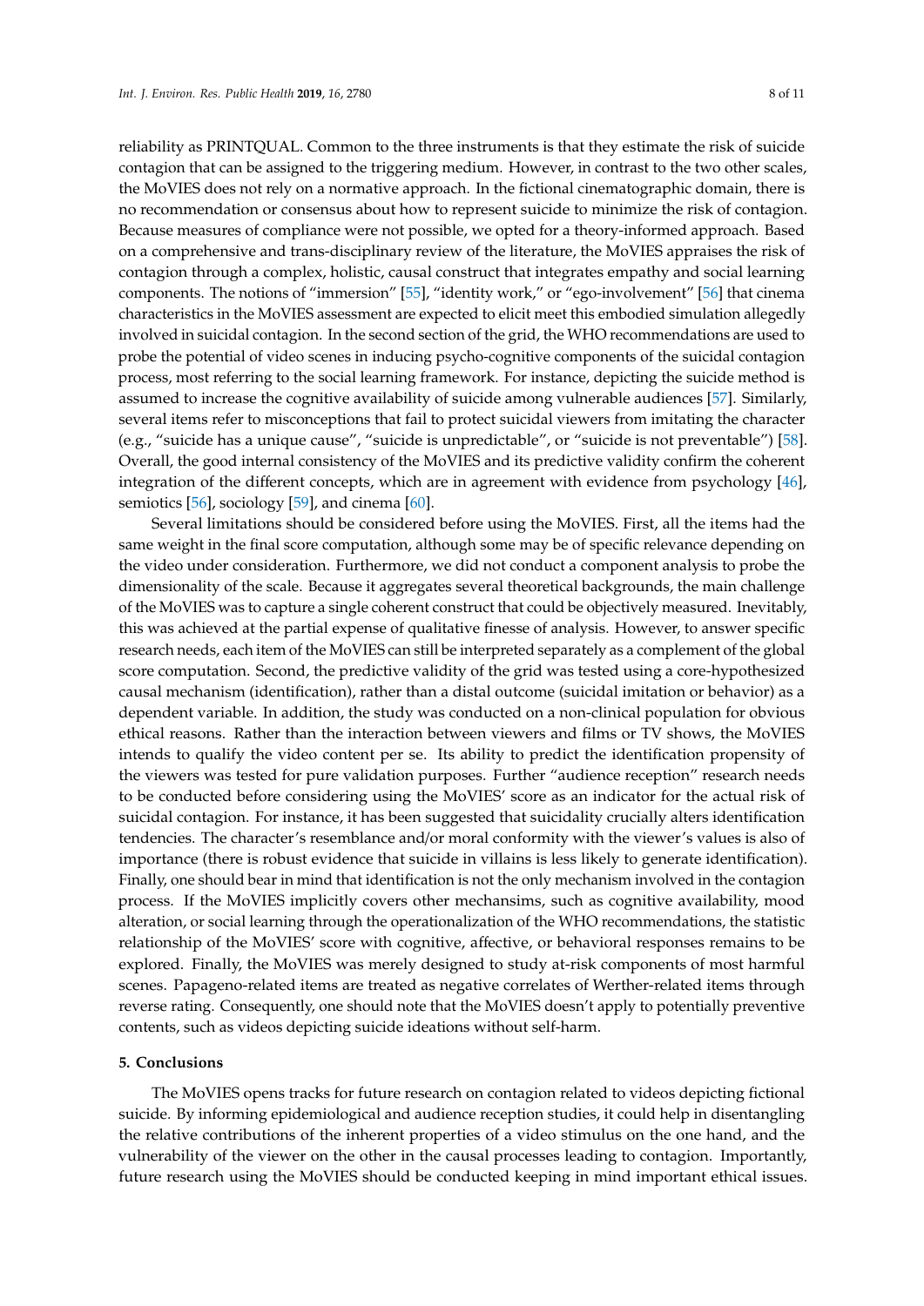reliability as PRINTQUAL. Common to the three instruments is that they estimate the risk of suicide contagion that can be assigned to the triggering medium. However, in contrast to the two other scales, the MoVIES does not rely on a normative approach. In the fictional cinematographic domain, there is no recommendation or consensus about how to represent suicide to minimize the risk of contagion. Because measures of compliance were not possible, we opted for a theory-informed approach. Based on a comprehensive and trans-disciplinary review of the literature, the MoVIES appraises the risk of contagion through a complex, holistic, causal construct that integrates empathy and social learning components. The notions of "immersion" [55], "identity work," or "ego-involvement" [56] that cinema characteristics in the MoVIES assessment are expected to elicit meet this embodied simulation allegedly involved in suicidal contagion. In the second section of the grid, the WHO recommendations are used to probe the potential of video scenes in inducing psycho-cognitive components of the suicidal contagion process, most referring to the social learning framework. For instance, depicting the suicide method is assumed to increase the cognitive availability of suicide among vulnerable audiences [57]. Similarly, several items refer to misconceptions that fail to protect suicidal viewers from imitating the character (e.g., "suicide has a unique cause", "suicide is unpredictable", or "suicide is not preventable") [58]. Overall, the good internal consistency of the MoVIES and its predictive validity confirm the coherent integration of the different concepts, which are in agreement with evidence from psychology [46], semiotics [56], sociology [59], and cinema [60].

Several limitations should be considered before using the MoVIES. First, all the items had the same weight in the final score computation, although some may be of specific relevance depending on the video under consideration. Furthermore, we did not conduct a component analysis to probe the dimensionality of the scale. Because it aggregates several theoretical backgrounds, the main challenge of the MoVIES was to capture a single coherent construct that could be objectively measured. Inevitably, this was achieved at the partial expense of qualitative finesse of analysis. However, to answer specific research needs, each item of the MoVIES can still be interpreted separately as a complement of the global score computation. Second, the predictive validity of the grid was tested using a core-hypothesized causal mechanism (identification), rather than a distal outcome (suicidal imitation or behavior) as a dependent variable. In addition, the study was conducted on a non-clinical population for obvious ethical reasons. Rather than the interaction between viewers and films or TV shows, the MoVIES intends to qualify the video content per se. Its ability to predict the identification propensity of the viewers was tested for pure validation purposes. Further "audience reception" research needs to be conducted before considering using the MoVIES' score as an indicator for the actual risk of suicidal contagion. For instance, it has been suggested that suicidality crucially alters identification tendencies. The character's resemblance and/or moral conformity with the viewer's values is also of importance (there is robust evidence that suicide in villains is less likely to generate identification). Finally, one should bear in mind that identification is not the only mechanism involved in the contagion process. If the MoVIES implicitly covers other mechansims, such as cognitive availability, mood alteration, or social learning through the operationalization of the WHO recommendations, the statistic relationship of the MoVIES' score with cognitive, affective, or behavioral responses remains to be explored. Finally, the MoVIES was merely designed to study at-risk components of most harmful scenes. Papageno-related items are treated as negative correlates of Werther-related items through reverse rating. Consequently, one should note that the MoVIES doesn't apply to potentially preventive contents, such as videos depicting suicide ideations without self-harm.

## 5. Conclusions

The MoVIES opens tracks for future research on contagion related to videos depicting fictional suicide. By informing epidemiological and audience reception studies, it could help in disentangling the relative contributions of the inherent properties of a video stimulus on the one hand, and the vulnerability of the viewer on the other in the causal processes leading to contagion. Importantly, future research using the MoVIES should be conducted keeping in mind important ethical issues.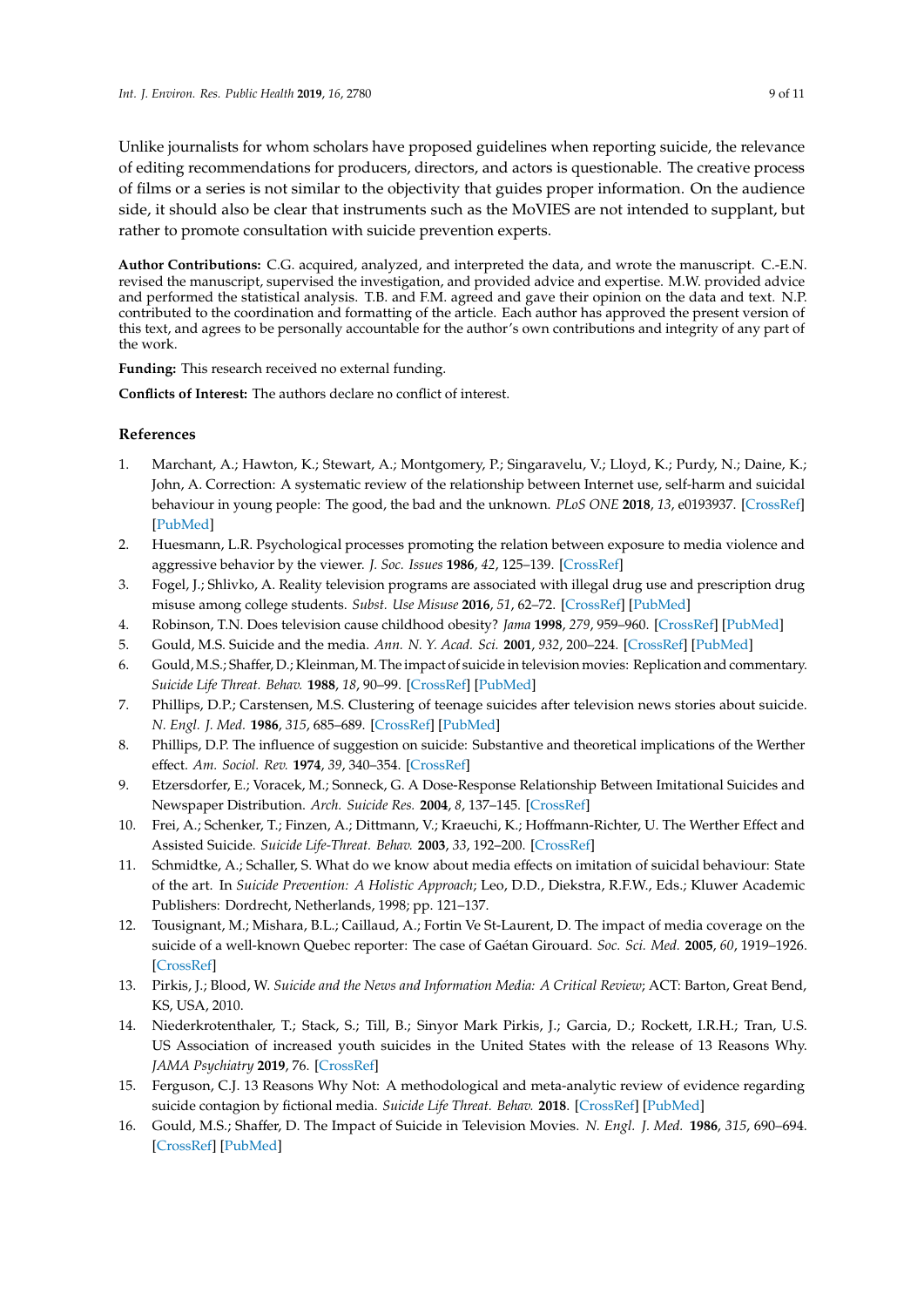Unlike journalists for whom scholars have proposed guidelines when reporting suicide, the relevance of editing recommendations for producers, directors, and actors is questionable. The creative process of films or a series is not similar to the objectivity that guides proper information. On the audience side, it should also be clear that instruments such as the MoVIES are not intended to supplant, but rather to promote consultation with suicide prevention experts.

**Author Contributions:** C.G. acquired, analyzed, and interpreted the data, and wrote the manuscript. C.-E.N. revised the manuscript, supervised the investigation, and provided advice and expertise. M.W. provided advice and performed the statistical analysis. T.B. and F.M. agreed and gave their opinion on the data and text. N.P. contributed to the coordination and formatting of the article. Each author has approved the present version of this text, and agrees to be personally accountable for the author's own contributions and integrity of any part of the work.

**Funding:** This research received no external funding.

**Conflicts of Interest:** The authors declare no conflict of interest.

## References

1. Marchant, A.; Hawton, K.; Stewart, A.; Montgomery, P.; Singaravelu, V.; Lloyd, K.; Purdy, N.; Daine, K.; John, A. Correction: A systematic review of the relationship between Internet use, self-harm and suicidal behaviour in young people: The good, the bad and the unknown. *PLoS ONE* **2018**, *13*, e0193937. [CrossRef] [PubMed]
2. Huesmann, L.R. Psychological processes promoting the relation between exposure to media violence and aggressive behavior by the viewer. *J. Soc. Issues* **1986**, *42*, 125–139. [CrossRef]
3. Fogel, J.; Shlivko, A. Reality television programs are associated with illegal drug use and prescription drug misuse among college students. *Subst. Use Misuse* **2016**, *51*, 62–72. [CrossRef] [PubMed]
4. Robinson, T.N. Does television cause childhood obesity? *Jama* **1998**, *279*, 959–960. [CrossRef] [PubMed]
5. Gould, M.S. Suicide and the media. *Ann. N. Y. Acad. Sci.* **2001**, *932*, 200–224. [CrossRef] [PubMed]
6. Gould, M.S.; Shaffer, D.; Kleinman, M. The impact of suicide in television movies: Replication and commentary. *Suicide Life Threat. Behav.* **1988**, *18*, 90–99. [CrossRef] [PubMed]
7. Phillips, D.P.; Carstensen, M.S. Clustering of teenage suicides after television news stories about suicide. *N. Engl. J. Med.* **1986**, *315*, 685–689. [CrossRef] [PubMed]
8. Phillips, D.P. The influence of suggestion on suicide: Substantive and theoretical implications of the Werther effect. *Am. Sociol. Rev.* **1974**, *39*, 340–354. [CrossRef]
9. Etzersdorfer, E.; Voracek, M.; Sonneck, G. A Dose-Response Relationship Between Imitational Suicides and Newspaper Distribution. *Arch. Suicide Res.* **2004**, *8*, 137–145. [CrossRef]
10. Frei, A.; Schenker, T.; Finzen, A.; Dittmann, V.; Kraeuchi, K.; Hoffmann-Richter, U. The Werther Effect and Assisted Suicide. *Suicide Life-Threat. Behav.* **2003**, *33*, 192–200. [CrossRef]
11. Schmidtke, A.; Schaller, S. What do we know about media effects on imitation of suicidal behaviour: State of the art. In *Suicide Prevention: A Holistic Approach*; Leo, D.D., Diekstra, R.F.W., Eds.; Kluwer Academic Publishers: Dordrecht, Netherlands, 1998; pp. 121–137.
12. Tousignant, M.; Mishara, B.L.; Caillaud, A.; Fortin Ve St-Laurent, D. The impact of media coverage on the suicide of a well-known Quebec reporter: The case of Gaétan Girouard. *Soc. Sci. Med.* **2005**, *60*, 1919–1926. [CrossRef]
13. Pirkis, J.; Blood, W. *Suicide and the News and Information Media: A Critical Review*; ACT: Barton, Great Bend, KS, USA, 2010.
14. Niederkrotenthaler, T.; Stack, S.; Till, B.; Sinyor Mark Pirkis, J.; Garcia, D.; Rockett, I.R.H.; Tran, U.S. US Association of increased youth suicides in the United States with the release of 13 Reasons Why. *JAMA Psychiatry* **2019**, 76. [CrossRef]
15. Ferguson, C.J. 13 Reasons Why Not: A methodological and meta-analytic review of evidence regarding suicide contagion by fictional media. *Suicide Life Threat. Behav.* **2018**. [CrossRef] [PubMed]
16. Gould, M.S.; Shaffer, D. The Impact of Suicide in Television Movies. *N. Engl. J. Med.* **1986**, *315*, 690–694. [CrossRef] [PubMed]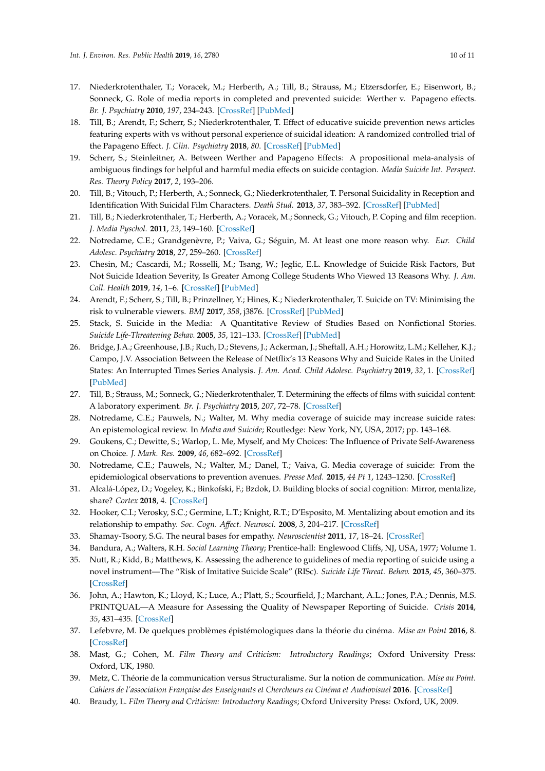17. Niederkrotenthaler, T.; Voracek, M.; Herberth, A.; Till, B.; Strauss, M.; Etzersdorfer, E.; Eisenwort, B.; Sonneck, G. Role of media reports in completed and prevented suicide: Werther v. Papageno effects. *Br. J. Psychiatry* **2010**, *197*, 234–243. [CrossRef] [PubMed]
18. Till, B.; Arendt, F.; Scherr, S.; Niederkrotenthaler, T. Effect of educative suicide prevention news articles featuring experts with vs without personal experience of suicidal ideation: A randomized controlled trial of the Papageno Effect. *J. Clin. Psychiatry* **2018**, *80*. [CrossRef] [PubMed]
19. Scherr, S.; Steinleitner, A. Between Werther and Papageno Effects: A propositional meta-analysis of ambiguous findings for helpful and harmful media effects on suicide contagion. *Media Suicide Int. Perspect. Res. Theory Policy* **2017**, *2*, 193–206.
20. Till, B.; Vitouch, P.; Herberth, A.; Sonneck, G.; Niederkrotenthaler, T. Personal Suicidality in Reception and Identification With Suicidal Film Characters. *Death Stud.* **2013**, *37*, 383–392. [CrossRef] [PubMed]
21. Till, B.; Niederkrotenthaler, T.; Herberth, A.; Voracek, M.; Sonneck, G.; Vitouch, P. Coping and film reception. *J. Media Pyschol.* **2011**, *23*, 149–160. [CrossRef]
22. Notredame, C.E.; Grandgenèvre, P.; Vaiva, G.; Séguin, M. At least one more reason why. *Eur. Child Adolesc. Psychiatry* **2018**, *27*, 259–260. [CrossRef]
23. Chesin, M.; Cascardi, M.; Rosselli, M.; Tsang, W.; Jeglic, E.L. Knowledge of Suicide Risk Factors, But Not Suicide Ideation Severity, Is Greater Among College Students Who Viewed 13 Reasons Why. *J. Am. Coll. Health* **2019**, *14*, 1–6. [CrossRef] [PubMed]
24. Arendt, F.; Scherr, S.; Till, B.; Prinzellner, Y.; Hines, K.; Niederkrotenthaler, T. Suicide on TV: Minimising the risk to vulnerable viewers. *BMJ* **2017**, *358*, j3876. [CrossRef] [PubMed]
25. Stack, S. Suicide in the Media: A Quantitative Review of Studies Based on Nonfictional Stories. *Suicide Life-Threatening Behav.* **2005**, *35*, 121–133. [CrossRef] [PubMed]
26. Bridge, J.A.; Greenhouse, J.B.; Ruch, D.; Stevens, J.; Ackerman, J.; Sheftall, A.H.; Horowitz, L.M.; Kelleher, K.J.; Campo, J.V. Association Between the Release of Netflix's 13 Reasons Why and Suicide Rates in the United States: An Interrupted Times Series Analysis. *J. Am. Acad. Child Adolesc. Psychiatry* **2019**, *32*, 1. [CrossRef] [PubMed]
27. Till, B.; Strauss, M.; Sonneck, G.; Niederkrotenthaler, T. Determining the effects of films with suicidal content: A laboratory experiment. *Br. J. Psychiatry* **2015**, *207*, 72–78. [CrossRef]
28. Notredame, C.E.; Pauwels, N.; Walter, M. Why media coverage of suicide may increase suicide rates: An epistemological review. In *Media and Suicide*; Routledge: New York, NY, USA, 2017; pp. 143–168.
29. Goukens, C.; Dewitte, S.; Warlop, L. Me, Myself, and My Choices: The Influence of Private Self-Awareness on Choice. *J. Mark. Res.* **2009**, *46*, 682–692. [CrossRef]
30. Notredame, C.E.; Pauwels, N.; Walter, M.; Danel, T.; Vaiva, G. Media coverage of suicide: From the epidemiological observations to prevention avenues. *Presse Med.* **2015**, *44 Pt 1*, 1243–1250. [CrossRef]
31. Alcalá-López, D.; Vogeley, K.; Binkofski, F.; Bzdok, D. Building blocks of social cognition: Mirror, mentalize, share? *Cortex* **2018**, 4. [CrossRef]
32. Hooker, C.I.; Verosky, S.C.; Germine, L.T.; Knight, R.T.; D'Esposito, M. Mentalizing about emotion and its relationship to empathy. *Soc. Cogn. Affect. Neurosci.* **2008**, *3*, 204–217. [CrossRef]
33. Shamay-Tsoory, S.G. The neural bases for empathy. *Neuroscientist* **2011**, *17*, 18–24. [CrossRef]
34. Bandura, A.; Walters, R.H. *Social Learning Theory*; Prentice-hall: Englewood Cliffs, NJ, USA, 1977; Volume 1.
35. Nutt, R.; Kidd, B.; Matthews, K. Assessing the adherence to guidelines of media reporting of suicide using a novel instrument—The "Risk of Imitative Suicide Scale" (RISc). *Suicide Life Threat. Behav.* **2015**, *45*, 360–375. [CrossRef]
36. John, A.; Hawton, K.; Lloyd, K.; Luce, A.; Platt, S.; Scourfield, J.; Marchant, A.L.; Jones, P.A.; Dennis, M.S. PRINTQUAL—A Measure for Assessing the Quality of Newspaper Reporting of Suicide. *Crisis* **2014**, *35*, 431–435. [CrossRef]
37. Lefebvre, M. De quelques problèmes épistémologiques dans la théorie du cinéma. *Mise au Point* **2016**, 8. [CrossRef]
38. Mast, G.; Cohen, M. *Film Theory and Criticism: Introductory Readings*; Oxford University Press: Oxford, UK, 1980.
39. Metz, C. Théorie de la communication versus Structuralisme. Sur la notion de communication. *Mise au Point. Cahiers de l'association Française des Enseignants et Chercheurs en Cinéma et Audiovisuel* **2016**. [CrossRef]
40. Braudy, L. *Film Theory and Criticism: Introductory Readings*; Oxford University Press: Oxford, UK, 2009.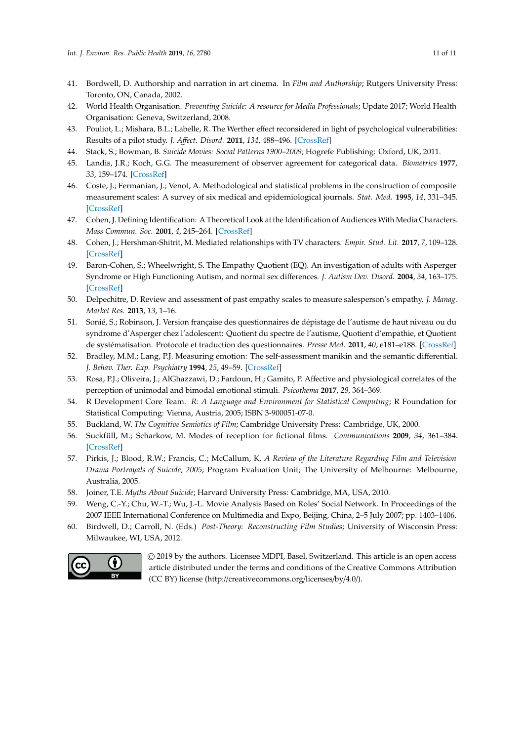41. Bordwell, D. Authorship and narration in art cinema. In *Film and Authorship*; Rutgers University Press: Toronto, ON, Canada, 2002.
42. World Health Organisation. *Preventing Suicide: A resource for Media Professionals*; Update 2017; World Health Organisation: Geneva, Switzerland, 2008.
43. Pouliot, L.; Mishara, B.L.; Labelle, R. The Werther effect reconsidered in light of psychological vulnerabilities: Results of a pilot study. *J. Affect. Disord.* **2011**, *134*, 488–496. [CrossRef]
44. Stack, S.; Bowman, B. *Suicide Movies: Social Patterns 1900–2009*; Hogrefe Publishing: Oxford, UK, 2011.
45. Landis, J.R.; Koch, G.G. The measurement of observer agreement for categorical data. *Biometrics* **1977**, *33*, 159–174. [CrossRef]
46. Coste, J.; Fermanian, J.; Venot, A. Methodological and statistical problems in the construction of composite measurement scales: A survey of six medical and epidemiological journals. *Stat. Med.* **1995**, *14*, 331–345. [CrossRef]
47. Cohen, J. Defining Identification: A Theoretical Look at the Identification of Audiences With Media Characters. *Mass Commun. Soc.* **2001**, *4*, 245–264. [CrossRef]
48. Cohen, J.; Hershman-Shitrit, M. Mediated relationships with TV characters. *Empir. Stud. Lit.* **2017**, *7*, 109–128. [CrossRef]
49. Baron-Cohen, S.; Wheelwright, S. The Empathy Quotient (EQ). An investigation of adults with Asperger Syndrome or High Functioning Autism, and normal sex differences. *J. Autism Dev. Disord.* **2004**, *34*, 163–175. [CrossRef]
50. Delpechitre, D. Review and assessment of past empathy scales to measure salesperson's empathy. *J. Manag. Market Res.* **2013**, *13*, 1–16.
51. Sonié, S.; Robinson, J. Version française des questionnaires de dépistage de l'autisme de haut niveau ou du syndrome d'Asperger chez l'adolescent: Quotient du spectre de l'autisme, Quotient d'empathie, et Quotient de systématisation. Protocole et traduction des questionnaires. *Presse Med.* **2011**, *40*, e181–e188. [CrossRef]
52. Bradley, M.M.; Lang, P.J. Measuring emotion: The self-assessment manikin and the semantic differential. *J. Behav. Ther. Exp. Psychiatry* **1994**, *25*, 49–59. [CrossRef]
53. Rosa, P.J.; Oliveira, J.; AlGhazzawi, D.; Fardoun, H.; Gamito, P. Affective and physiological correlates of the perception of unimodal and bimodal emotional stimuli. *Psicothema* **2017**, *29*, 364–369.
54. R Development Core Team. *R: A Language and Environment for Statistical Computing*; R Foundation for Statistical Computing: Vienna, Austria, 2005; ISBN 3-900051-07-0.
55. Buckland, W. *The Cognitive Semiotics of Film*; Cambridge University Press: Cambridge, UK, 2000.
56. Suckfüll, M.; Scharkow, M. Modes of reception for fictional films. *Communications* **2009**, *34*, 361–384. [CrossRef]
57. Pirkis, J.; Blood, R.W.; Francis, C.; McCallum, K. *A Review of the Literature Regarding Film and Television Drama Portrayals of Suicide, 2005*; Program Evaluation Unit; The University of Melbourne: Melbourne, Australia, 2005.
58. Joiner, T.E. *Myths About Suicide*; Harvard University Press: Cambridge, MA, USA, 2010.
59. Weng, C.-Y.; Chu, W.-T.; Wu, J.-L. Movie Analysis Based on Roles' Social Network. In Proceedings of the 2007 IEEE International Conference on Multimedia and Expo, Beijing, China, 2–5 July 2007; pp. 1403–1406.
60. Birdwell, D.; Carroll, N. (Eds.) *Post-Theory: Reconstructing Film Studies*; University of Wisconsin Press: Milwaukee, WI, USA, 2012.

© 2019 by the authors. Licensee MDPI, Basel, Switzerland. This article is an open access article distributed under the terms and conditions of the Creative Commons Attribution (CC BY) license (http://creativecommons.org/licenses/by/4.0/).